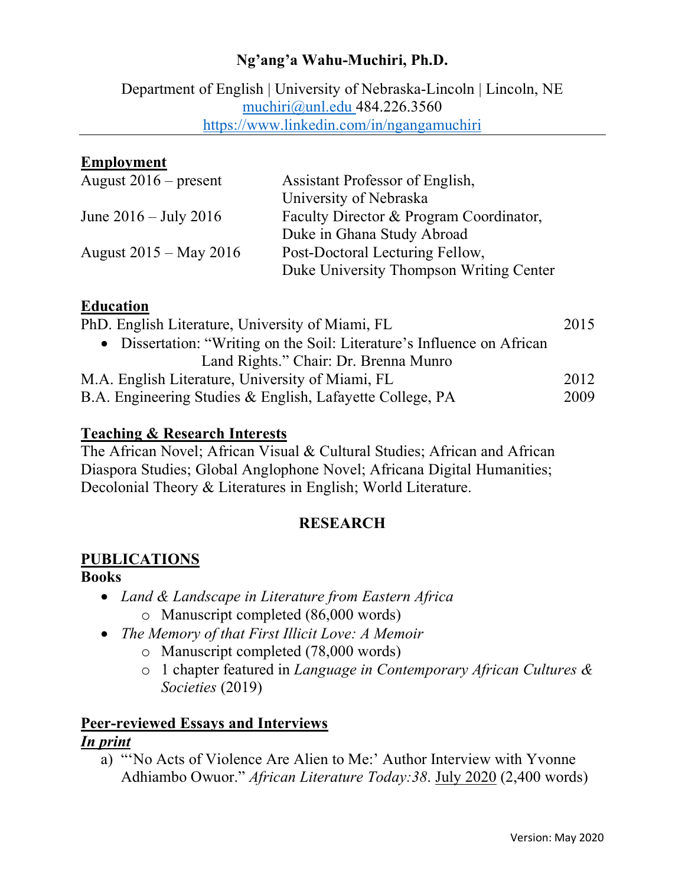# Ng'ang'a Wahu-Muchiri, Ph.D.

Department of English | University of Nebraska-Lincoln | Lincoln, NE
muchiri@unl.edu 484.226.3560
https://www.linkedin.com/in/ngangamuchiri

## Employment

| | |
|---|---|
| August 2016 – present | Assistant Professor of English, University of Nebraska |
| June 2016 – July 2016 | Faculty Director & Program Coordinator, Duke in Ghana Study Abroad |
| August 2015 – May 2016 | Post-Doctoral Lecturing Fellow, Duke University Thompson Writing Center |

## Education

PhD. English Literature, University of Miami, FL — 2015

- Dissertation: "Writing on the Soil: Literature's Influence on African Land Rights." Chair: Dr. Brenna Munro

M.A. English Literature, University of Miami, FL — 2012

B.A. Engineering Studies & English, Lafayette College, PA — 2009

## Teaching & Research Interests

The African Novel; African Visual & Cultural Studies; African and African Diaspora Studies; Global Anglophone Novel; Africana Digital Humanities; Decolonial Theory & Literatures in English; World Literature.

# RESEARCH

## PUBLICATIONS

### Books

- *Land & Landscape in Literature from Eastern Africa*
    - Manuscript completed (86,000 words)
- *The Memory of that First Illicit Love: A Memoir*
    - Manuscript completed (78,000 words)
    - 1 chapter featured in *Language in Contemporary African Cultures & Societies* (2019)

## Peer-reviewed Essays and Interviews

### *In print*

a) "'No Acts of Violence Are Alien to Me:' Author Interview with Yvonne Adhiambo Owuor." *African Literature Today:38*. July 2020 (2,400 words)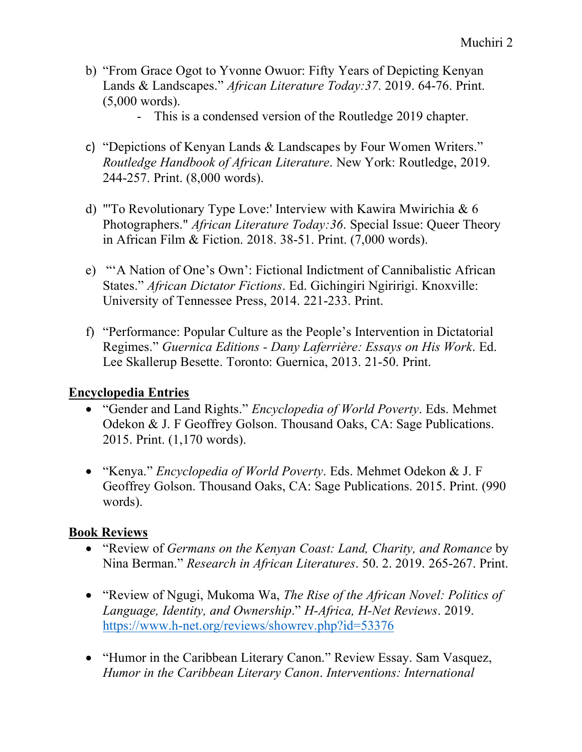b) "From Grace Ogot to Yvonne Owuor: Fifty Years of Depicting Kenyan Lands & Landscapes." *African Literature Today:37*. 2019. 64-76. Print. (5,000 words).
   - This is a condensed version of the Routledge 2019 chapter.

c) "Depictions of Kenyan Lands & Landscapes by Four Women Writers." *Routledge Handbook of African Literature*. New York: Routledge, 2019. 244-257. Print. (8,000 words).

d) "'To Revolutionary Type Love:' Interview with Kawira Mwirichia & 6 Photographers." *African Literature Today:36*. Special Issue: Queer Theory in African Film & Fiction. 2018. 38-51. Print. (7,000 words).

e) "'A Nation of One's Own': Fictional Indictment of Cannibalistic African States." *African Dictator Fictions*. Ed. Gichingiri Ngiririgi. Knoxville: University of Tennessee Press, 2014. 221-233. Print.

f) "Performance: Popular Culture as the People's Intervention in Dictatorial Regimes." *Guernica Editions - Dany Laferrière: Essays on His Work*. Ed. Lee Skallerup Besette. Toronto: Guernica, 2013. 21-50. Print.

**Encyclopedia Entries**

- "Gender and Land Rights." *Encyclopedia of World Poverty*. Eds. Mehmet Odekon & J. F Geoffrey Golson. Thousand Oaks, CA: Sage Publications. 2015. Print. (1,170 words).

- "Kenya." *Encyclopedia of World Poverty*. Eds. Mehmet Odekon & J. F Geoffrey Golson. Thousand Oaks, CA: Sage Publications. 2015. Print. (990 words).

**Book Reviews**

- "Review of *Germans on the Kenyan Coast: Land, Charity, and Romance* by Nina Berman." *Research in African Literatures*. 50. 2. 2019. 265-267. Print.

- "Review of Ngugi, Mukoma Wa, *The Rise of the African Novel: Politics of Language, Identity, and Ownership*." *H-Africa, H-Net Reviews*. 2019. https://www.h-net.org/reviews/showrev.php?id=53376

- "Humor in the Caribbean Literary Canon." Review Essay. Sam Vasquez, *Humor in the Caribbean Literary Canon*. *Interventions: International*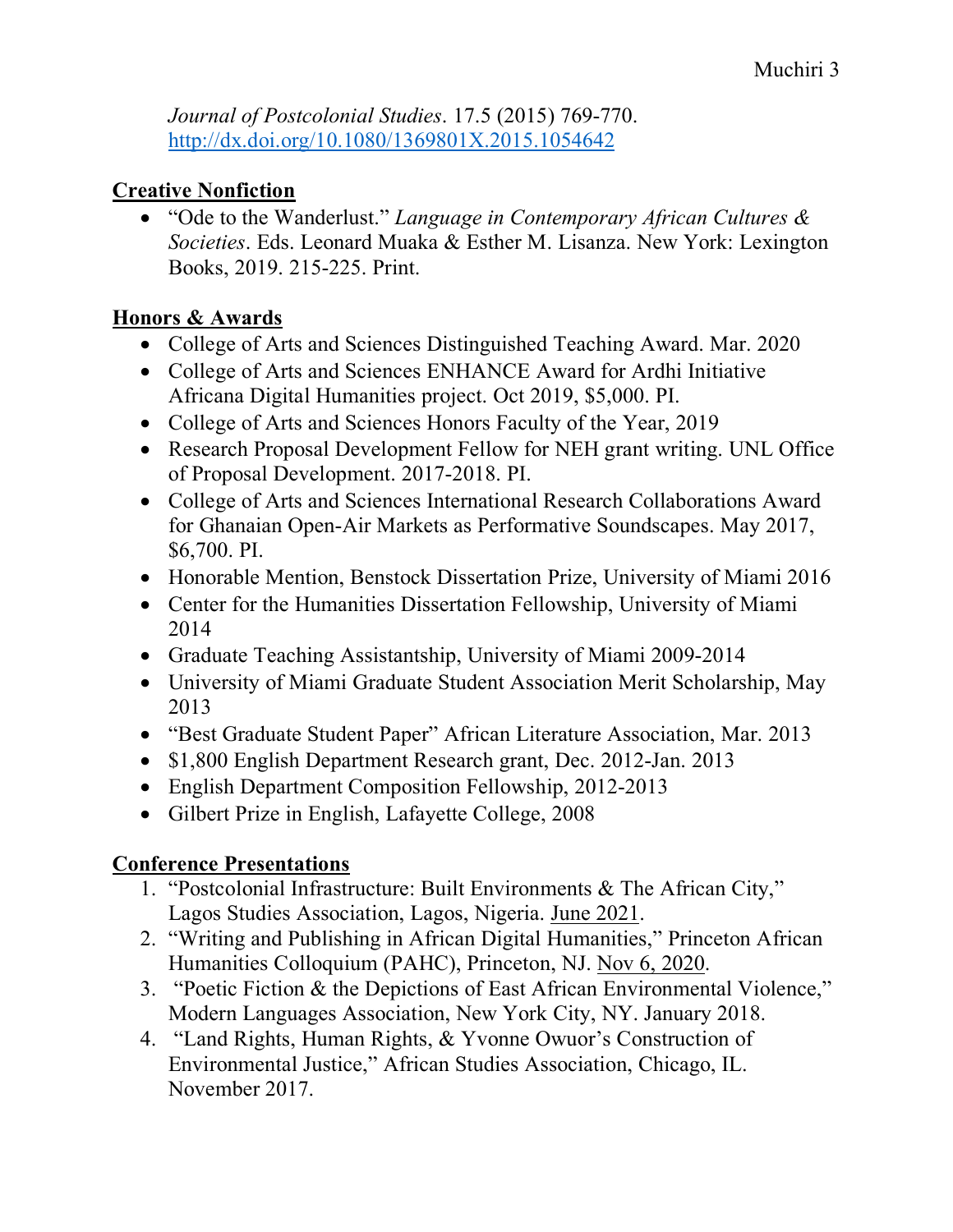*Journal of Postcolonial Studies*. 17.5 (2015) 769-770. http://dx.doi.org/10.1080/1369801X.2015.1054642

## Creative Nonfiction

- "Ode to the Wanderlust." *Language in Contemporary African Cultures & Societies*. Eds. Leonard Muaka & Esther M. Lisanza. New York: Lexington Books, 2019. 215-225. Print.

## Honors & Awards

- College of Arts and Sciences Distinguished Teaching Award. Mar. 2020
- College of Arts and Sciences ENHANCE Award for Ardhi Initiative Africana Digital Humanities project. Oct 2019, $5,000. PI.
- College of Arts and Sciences Honors Faculty of the Year, 2019
- Research Proposal Development Fellow for NEH grant writing. UNL Office of Proposal Development. 2017-2018. PI.
- College of Arts and Sciences International Research Collaborations Award for Ghanaian Open-Air Markets as Performative Soundscapes. May 2017, $6,700. PI.
- Honorable Mention, Benstock Dissertation Prize, University of Miami 2016
- Center for the Humanities Dissertation Fellowship, University of Miami 2014
- Graduate Teaching Assistantship, University of Miami 2009-2014
- University of Miami Graduate Student Association Merit Scholarship, May 2013
- "Best Graduate Student Paper" African Literature Association, Mar. 2013
- $1,800 English Department Research grant, Dec. 2012-Jan. 2013
- English Department Composition Fellowship, 2012-2013
- Gilbert Prize in English, Lafayette College, 2008

## Conference Presentations

1. "Postcolonial Infrastructure: Built Environments & The African City," Lagos Studies Association, Lagos, Nigeria. June 2021.
2. "Writing and Publishing in African Digital Humanities," Princeton African Humanities Colloquium (PAHC), Princeton, NJ. Nov 6, 2020.
3. "Poetic Fiction & the Depictions of East African Environmental Violence," Modern Languages Association, New York City, NY. January 2018.
4. "Land Rights, Human Rights, & Yvonne Owuor's Construction of Environmental Justice," African Studies Association, Chicago, IL. November 2017.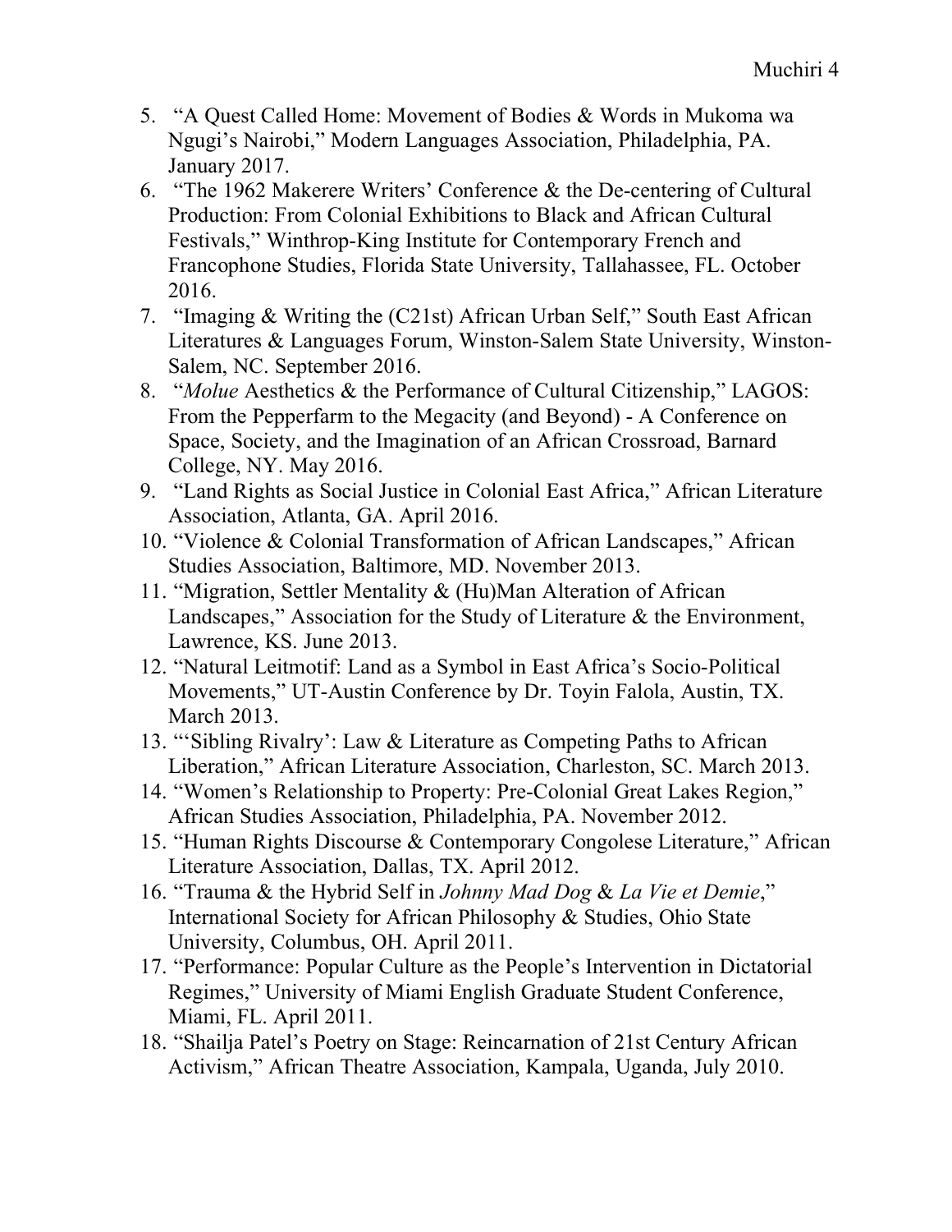5. "A Quest Called Home: Movement of Bodies & Words in Mukoma wa Ngugi's Nairobi," Modern Languages Association, Philadelphia, PA. January 2017.
6. "The 1962 Makerere Writers' Conference & the De-centering of Cultural Production: From Colonial Exhibitions to Black and African Cultural Festivals," Winthrop-King Institute for Contemporary French and Francophone Studies, Florida State University, Tallahassee, FL. October 2016.
7. "Imaging & Writing the (C21st) African Urban Self," South East African Literatures & Languages Forum, Winston-Salem State University, Winston-Salem, NC. September 2016.
8. "*Molue* Aesthetics & the Performance of Cultural Citizenship," LAGOS: From the Pepperfarm to the Megacity (and Beyond) - A Conference on Space, Society, and the Imagination of an African Crossroad, Barnard College, NY. May 2016.
9. "Land Rights as Social Justice in Colonial East Africa," African Literature Association, Atlanta, GA. April 2016.
10. "Violence & Colonial Transformation of African Landscapes," African Studies Association, Baltimore, MD. November 2013.
11. "Migration, Settler Mentality & (Hu)Man Alteration of African Landscapes," Association for the Study of Literature & the Environment, Lawrence, KS. June 2013.
12. "Natural Leitmotif: Land as a Symbol in East Africa's Socio-Political Movements," UT-Austin Conference by Dr. Toyin Falola, Austin, TX. March 2013.
13. "'Sibling Rivalry': Law & Literature as Competing Paths to African Liberation," African Literature Association, Charleston, SC. March 2013.
14. "Women's Relationship to Property: Pre-Colonial Great Lakes Region," African Studies Association, Philadelphia, PA. November 2012.
15. "Human Rights Discourse & Contemporary Congolese Literature," African Literature Association, Dallas, TX. April 2012.
16. "Trauma & the Hybrid Self in *Johnny Mad Dog* & *La Vie et Demie*," International Society for African Philosophy & Studies, Ohio State University, Columbus, OH. April 2011.
17. "Performance: Popular Culture as the People's Intervention in Dictatorial Regimes," University of Miami English Graduate Student Conference, Miami, FL. April 2011.
18. "Shailja Patel's Poetry on Stage: Reincarnation of 21st Century African Activism," African Theatre Association, Kampala, Uganda, July 2010.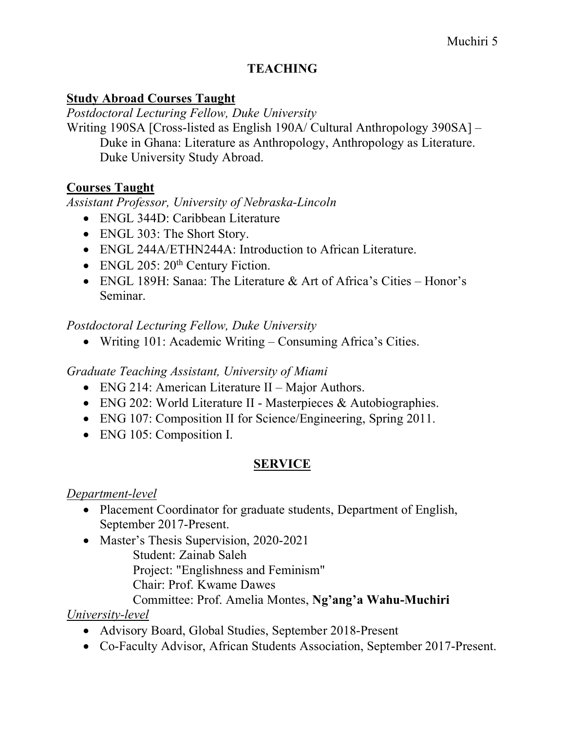## TEACHING

### Study Abroad Courses Taught

*Postdoctoral Lecturing Fellow, Duke University*

Writing 190SA [Cross-listed as English 190A/ Cultural Anthropology 390SA] – Duke in Ghana: Literature as Anthropology, Anthropology as Literature. Duke University Study Abroad.

### Courses Taught

*Assistant Professor, University of Nebraska-Lincoln*

- ENGL 344D: Caribbean Literature
- ENGL 303: The Short Story.
- ENGL 244A/ETHN244A: Introduction to African Literature.
- ENGL 205: 20th Century Fiction.
- ENGL 189H: Sanaa: The Literature & Art of Africa's Cities – Honor's Seminar.

*Postdoctoral Lecturing Fellow, Duke University*

- Writing 101: Academic Writing – Consuming Africa's Cities.

*Graduate Teaching Assistant, University of Miami*

- ENG 214: American Literature II – Major Authors.
- ENG 202: World Literature II - Masterpieces & Autobiographies.
- ENG 107: Composition II for Science/Engineering, Spring 2011.
- ENG 105: Composition I.

## SERVICE

*Department-level*

- Placement Coordinator for graduate students, Department of English, September 2017-Present.
- Master's Thesis Supervision, 2020-2021
  - Student: Zainab Saleh
  - Project: "Englishness and Feminism"
  - Chair: Prof. Kwame Dawes
  - Committee: Prof. Amelia Montes, **Ng'ang'a Wahu-Muchiri**

*University-level*

- Advisory Board, Global Studies, September 2018-Present
- Co-Faculty Advisor, African Students Association, September 2017-Present.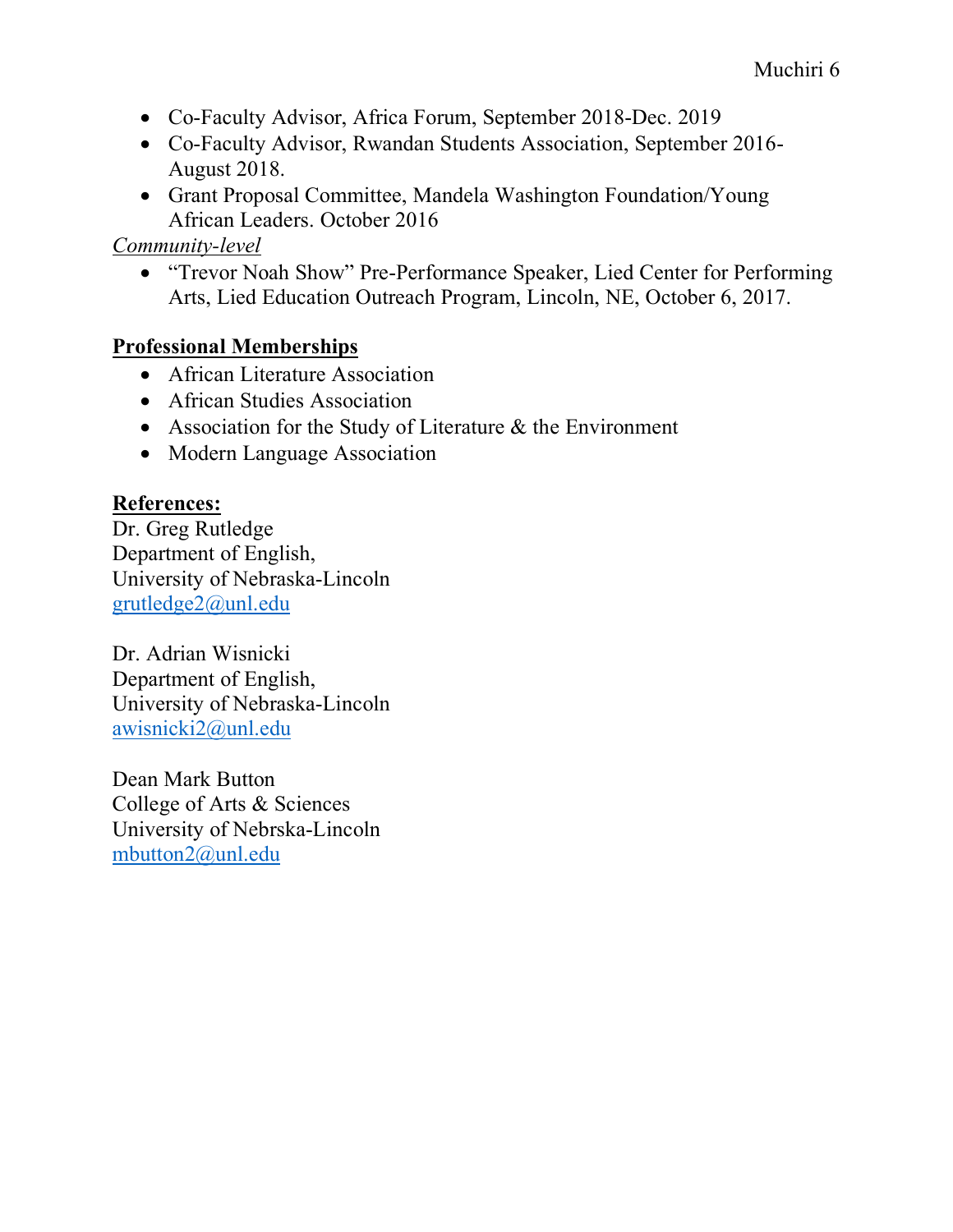- Co-Faculty Advisor, Africa Forum, September 2018-Dec. 2019
- Co-Faculty Advisor, Rwandan Students Association, September 2016-August 2018.
- Grant Proposal Committee, Mandela Washington Foundation/Young African Leaders. October 2016

*Community-level*

- "Trevor Noah Show" Pre-Performance Speaker, Lied Center for Performing Arts, Lied Education Outreach Program, Lincoln, NE, October 6, 2017.

## Professional Memberships

- African Literature Association
- African Studies Association
- Association for the Study of Literature & the Environment
- Modern Language Association

## References:

Dr. Greg Rutledge
Department of English,
University of Nebraska-Lincoln
grutledge2@unl.edu

Dr. Adrian Wisnicki
Department of English,
University of Nebraska-Lincoln
awisnicki2@unl.edu

Dean Mark Button
College of Arts & Sciences
University of Nebrska-Lincoln
mbutton2@unl.edu